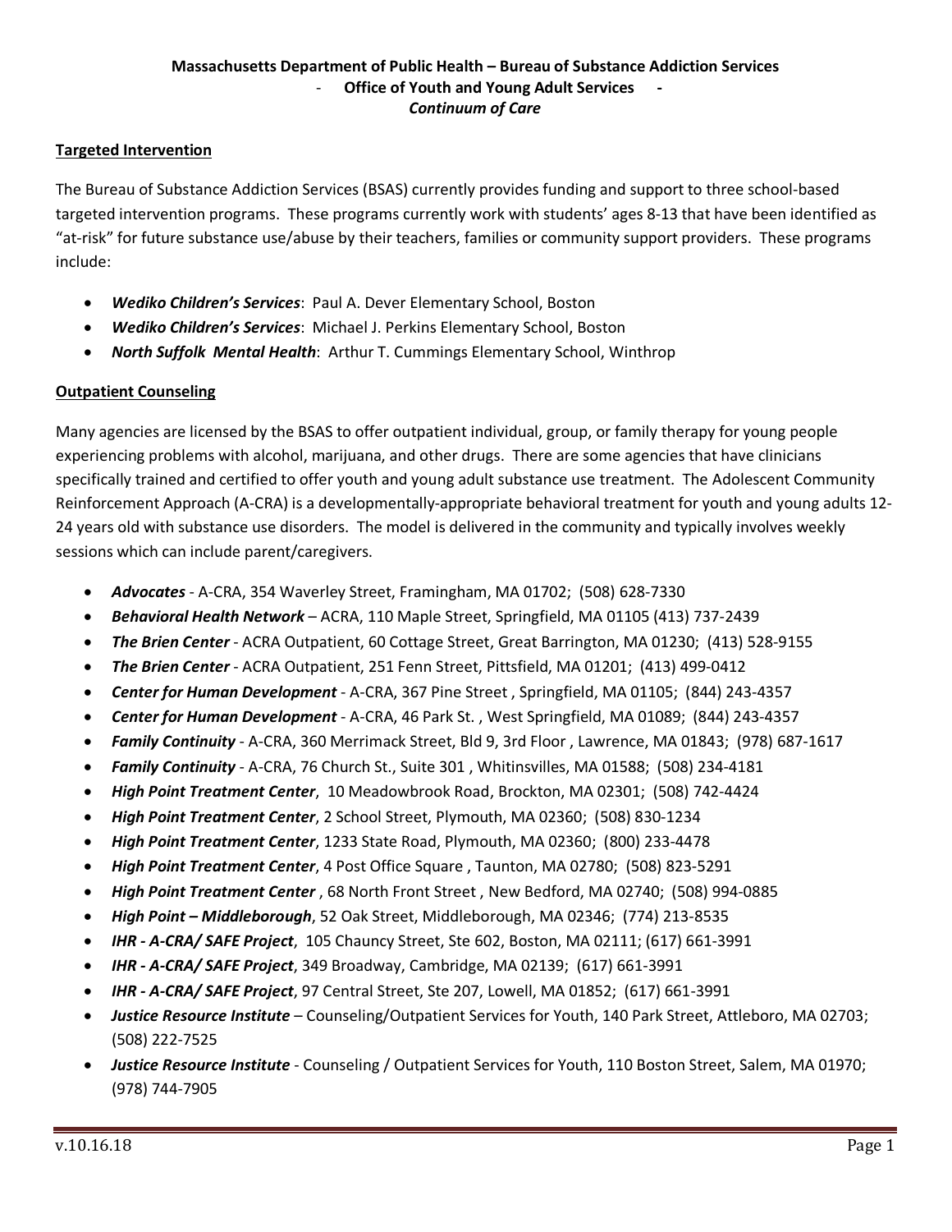**Massachusetts Department of Public Health – Bureau of Substance Addiction Services**

**- Office of Youth and Young Adult Services -**

***Continuum of Care***

## Targeted Intervention

The Bureau of Substance Addiction Services (BSAS) currently provides funding and support to three school-based targeted intervention programs. These programs currently work with students' ages 8-13 that have been identified as "at-risk" for future substance use/abuse by their teachers, families or community support providers. These programs include:

- ***Wediko Children's Services***: Paul A. Dever Elementary School, Boston
- ***Wediko Children's Services***: Michael J. Perkins Elementary School, Boston
- ***North Suffolk Mental Health***: Arthur T. Cummings Elementary School, Winthrop

## Outpatient Counseling

Many agencies are licensed by the BSAS to offer outpatient individual, group, or family therapy for young people experiencing problems with alcohol, marijuana, and other drugs. There are some agencies that have clinicians specifically trained and certified to offer youth and young adult substance use treatment. The Adolescent Community Reinforcement Approach (A-CRA) is a developmentally-appropriate behavioral treatment for youth and young adults 12-24 years old with substance use disorders. The model is delivered in the community and typically involves weekly sessions which can include parent/caregivers.

- ***Advocates*** - A-CRA, 354 Waverley Street, Framingham, MA 01702; (508) 628-7330
- ***Behavioral Health Network*** – ACRA, 110 Maple Street, Springfield, MA 01105 (413) 737-2439
- ***The Brien Center*** - ACRA Outpatient, 60 Cottage Street, Great Barrington, MA 01230; (413) 528-9155
- ***The Brien Center*** - ACRA Outpatient, 251 Fenn Street, Pittsfield, MA 01201; (413) 499-0412
- ***Center for Human Development*** - A-CRA, 367 Pine Street , Springfield, MA 01105; (844) 243-4357
- ***Center for Human Development*** - A-CRA, 46 Park St. , West Springfield, MA 01089; (844) 243-4357
- ***Family Continuity*** - A-CRA, 360 Merrimack Street, Bld 9, 3rd Floor , Lawrence, MA 01843; (978) 687-1617
- ***Family Continuity*** - A-CRA, 76 Church St., Suite 301 , Whitinsvilles, MA 01588; (508) 234-4181
- ***High Point Treatment Center***, 10 Meadowbrook Road, Brockton, MA 02301; (508) 742-4424
- ***High Point Treatment Center***, 2 School Street, Plymouth, MA 02360; (508) 830-1234
- ***High Point Treatment Center***, 1233 State Road, Plymouth, MA 02360; (800) 233-4478
- ***High Point Treatment Center***, 4 Post Office Square , Taunton, MA 02780; (508) 823-5291
- ***High Point Treatment Center*** , 68 North Front Street , New Bedford, MA 02740; (508) 994-0885
- ***High Point – Middleborough***, 52 Oak Street, Middleborough, MA 02346; (774) 213-8535
- ***IHR - A-CRA/ SAFE Project***, 105 Chauncy Street, Ste 602, Boston, MA 02111; (617) 661-3991
- ***IHR - A-CRA/ SAFE Project***, 349 Broadway, Cambridge, MA 02139; (617) 661-3991
- ***IHR - A-CRA/ SAFE Project***, 97 Central Street, Ste 207, Lowell, MA 01852; (617) 661-3991
- ***Justice Resource Institute*** – Counseling/Outpatient Services for Youth, 140 Park Street, Attleboro, MA 02703; (508) 222-7525
- ***Justice Resource Institute*** - Counseling / Outpatient Services for Youth, 110 Boston Street, Salem, MA 01970; (978) 744-7905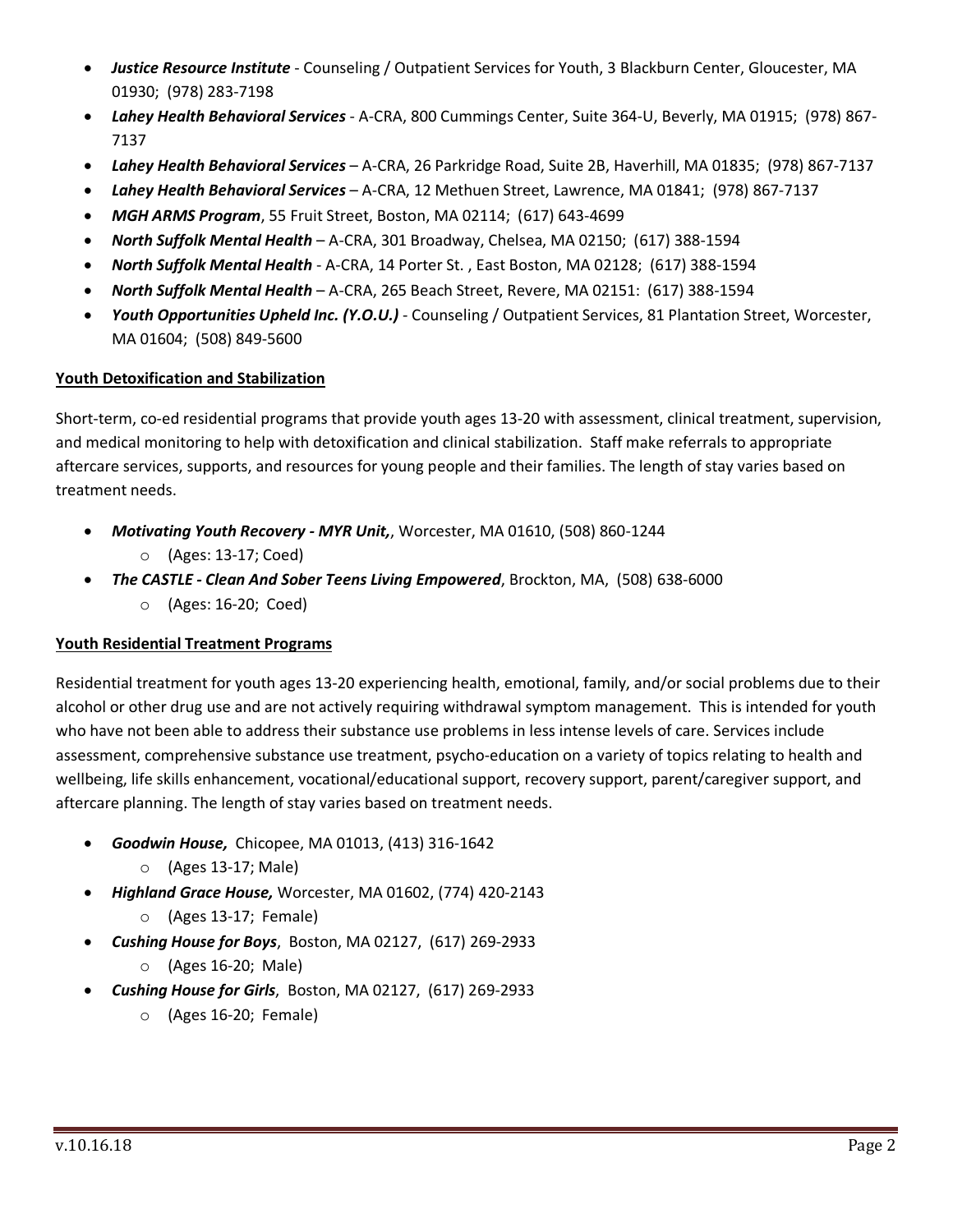- ***Justice Resource Institute*** - Counseling / Outpatient Services for Youth, 3 Blackburn Center, Gloucester, MA 01930; (978) 283-7198
- ***Lahey Health Behavioral Services*** - A-CRA, 800 Cummings Center, Suite 364-U, Beverly, MA 01915; (978) 867-7137
- ***Lahey Health Behavioral Services*** – A-CRA, 26 Parkridge Road, Suite 2B, Haverhill, MA 01835; (978) 867-7137
- ***Lahey Health Behavioral Services*** – A-CRA, 12 Methuen Street, Lawrence, MA 01841; (978) 867-7137
- ***MGH ARMS Program***, 55 Fruit Street, Boston, MA 02114; (617) 643-4699
- ***North Suffolk Mental Health*** – A-CRA, 301 Broadway, Chelsea, MA 02150; (617) 388-1594
- ***North Suffolk Mental Health*** - A-CRA, 14 Porter St. , East Boston, MA 02128; (617) 388-1594
- ***North Suffolk Mental Health*** – A-CRA, 265 Beach Street, Revere, MA 02151: (617) 388-1594
- ***Youth Opportunities Upheld Inc. (Y.O.U.)*** - Counseling / Outpatient Services, 81 Plantation Street, Worcester, MA 01604; (508) 849-5600

**Youth Detoxification and Stabilization**

Short-term, co-ed residential programs that provide youth ages 13-20 with assessment, clinical treatment, supervision, and medical monitoring to help with detoxification and clinical stabilization. Staff make referrals to appropriate aftercare services, supports, and resources for young people and their families. The length of stay varies based on treatment needs.

- ***Motivating Youth Recovery - MYR Unit,***, Worcester, MA 01610, (508) 860-1244
  - (Ages: 13-17; Coed)
- ***The CASTLE - Clean And Sober Teens Living Empowered***, Brockton, MA, (508) 638-6000
  - (Ages: 16-20; Coed)

**Youth Residential Treatment Programs**

Residential treatment for youth ages 13-20 experiencing health, emotional, family, and/or social problems due to their alcohol or other drug use and are not actively requiring withdrawal symptom management. This is intended for youth who have not been able to address their substance use problems in less intense levels of care. Services include assessment, comprehensive substance use treatment, psycho-education on a variety of topics relating to health and wellbeing, life skills enhancement, vocational/educational support, recovery support, parent/caregiver support, and aftercare planning. The length of stay varies based on treatment needs.

- ***Goodwin House,*** Chicopee, MA 01013, (413) 316-1642
  - (Ages 13-17; Male)
- ***Highland Grace House,*** Worcester, MA 01602, (774) 420-2143
  - (Ages 13-17; Female)
- ***Cushing House for Boys***, Boston, MA 02127, (617) 269-2933
  - (Ages 16-20; Male)
- ***Cushing House for Girls***, Boston, MA 02127, (617) 269-2933
  - (Ages 16-20; Female)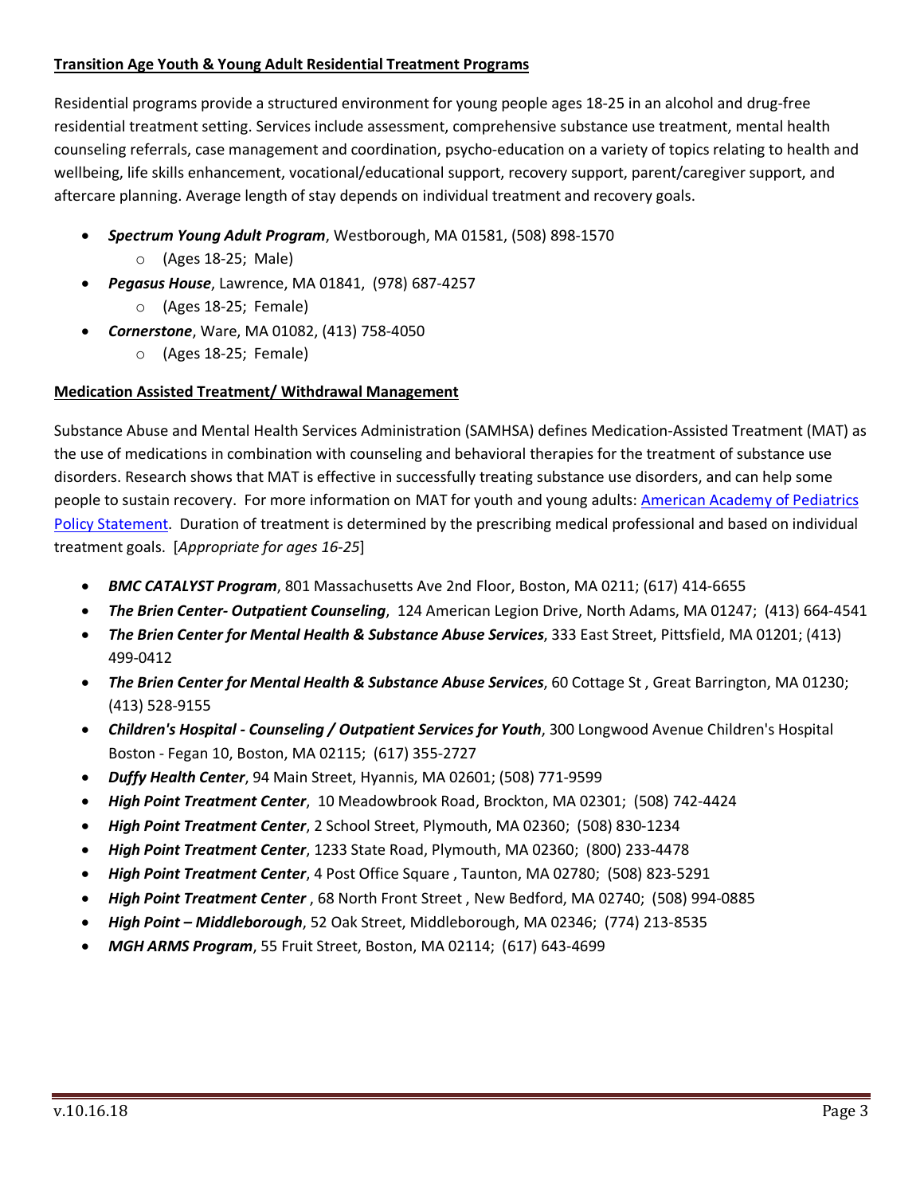**Transition Age Youth & Young Adult Residential Treatment Programs**

Residential programs provide a structured environment for young people ages 18-25 in an alcohol and drug-free residential treatment setting. Services include assessment, comprehensive substance use treatment, mental health counseling referrals, case management and coordination, psycho-education on a variety of topics relating to health and wellbeing, life skills enhancement, vocational/educational support, recovery support, parent/caregiver support, and aftercare planning. Average length of stay depends on individual treatment and recovery goals.

- ***Spectrum Young Adult Program***, Westborough, MA 01581, (508) 898-1570
  - (Ages 18-25; Male)
- ***Pegasus House***, Lawrence, MA 01841, (978) 687-4257
  - (Ages 18-25; Female)
- ***Cornerstone***, Ware, MA 01082, (413) 758-4050
  - (Ages 18-25; Female)

**Medication Assisted Treatment/ Withdrawal Management**

Substance Abuse and Mental Health Services Administration (SAMHSA) defines Medication-Assisted Treatment (MAT) as the use of medications in combination with counseling and behavioral therapies for the treatment of substance use disorders. Research shows that MAT is effective in successfully treating substance use disorders, and can help some people to sustain recovery. For more information on MAT for youth and young adults: American Academy of Pediatrics Policy Statement. Duration of treatment is determined by the prescribing medical professional and based on individual treatment goals. [*Appropriate for ages 16-25*]

- ***BMC CATALYST Program***, 801 Massachusetts Ave 2nd Floor, Boston, MA 0211; (617) 414-6655
- ***The Brien Center- Outpatient Counseling***, 124 American Legion Drive, North Adams, MA 01247; (413) 664-4541
- ***The Brien Center for Mental Health & Substance Abuse Services***, 333 East Street, Pittsfield, MA 01201; (413) 499-0412
- ***The Brien Center for Mental Health & Substance Abuse Services***, 60 Cottage St , Great Barrington, MA 01230; (413) 528-9155
- ***Children's Hospital - Counseling / Outpatient Services for Youth***, 300 Longwood Avenue Children's Hospital Boston - Fegan 10, Boston, MA 02115; (617) 355-2727
- ***Duffy Health Center***, 94 Main Street, Hyannis, MA 02601; (508) 771-9599
- ***High Point Treatment Center***, 10 Meadowbrook Road, Brockton, MA 02301; (508) 742-4424
- ***High Point Treatment Center***, 2 School Street, Plymouth, MA 02360; (508) 830-1234
- ***High Point Treatment Center***, 1233 State Road, Plymouth, MA 02360; (800) 233-4478
- ***High Point Treatment Center***, 4 Post Office Square , Taunton, MA 02780; (508) 823-5291
- ***High Point Treatment Center*** , 68 North Front Street , New Bedford, MA 02740; (508) 994-0885
- ***High Point – Middleborough***, 52 Oak Street, Middleborough, MA 02346; (774) 213-8535
- ***MGH ARMS Program***, 55 Fruit Street, Boston, MA 02114; (617) 643-4699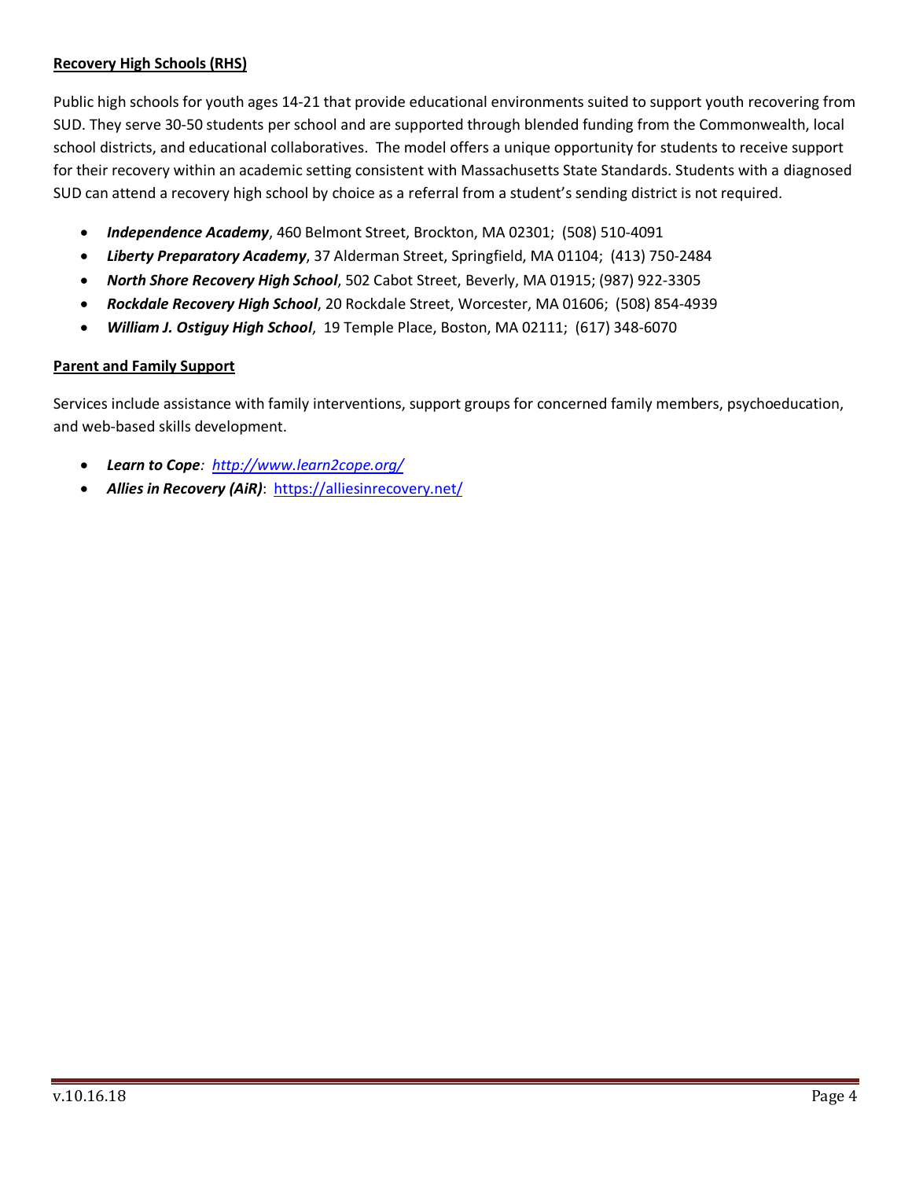**Recovery High Schools (RHS)**

Public high schools for youth ages 14-21 that provide educational environments suited to support youth recovering from SUD. They serve 30-50 students per school and are supported through blended funding from the Commonwealth, local school districts, and educational collaboratives. The model offers a unique opportunity for students to receive support for their recovery within an academic setting consistent with Massachusetts State Standards. Students with a diagnosed SUD can attend a recovery high school by choice as a referral from a student's sending district is not required.

- ***Independence Academy***, 460 Belmont Street, Brockton, MA 02301; (508) 510-4091
- ***Liberty Preparatory Academy***, 37 Alderman Street, Springfield, MA 01104; (413) 750-2484
- ***North Shore Recovery High School***, 502 Cabot Street, Beverly, MA 01915; (987) 922-3305
- ***Rockdale Recovery High School***, 20 Rockdale Street, Worcester, MA 01606; (508) 854-4939
- ***William J. Ostiguy High School***, 19 Temple Place, Boston, MA 02111; (617) 348-6070

**Parent and Family Support**

Services include assistance with family interventions, support groups for concerned family members, psychoeducation, and web-based skills development.

- ***Learn to Cope***: *http://www.learn2cope.org/*
- ***Allies in Recovery (AiR)***: https://alliesinrecovery.net/